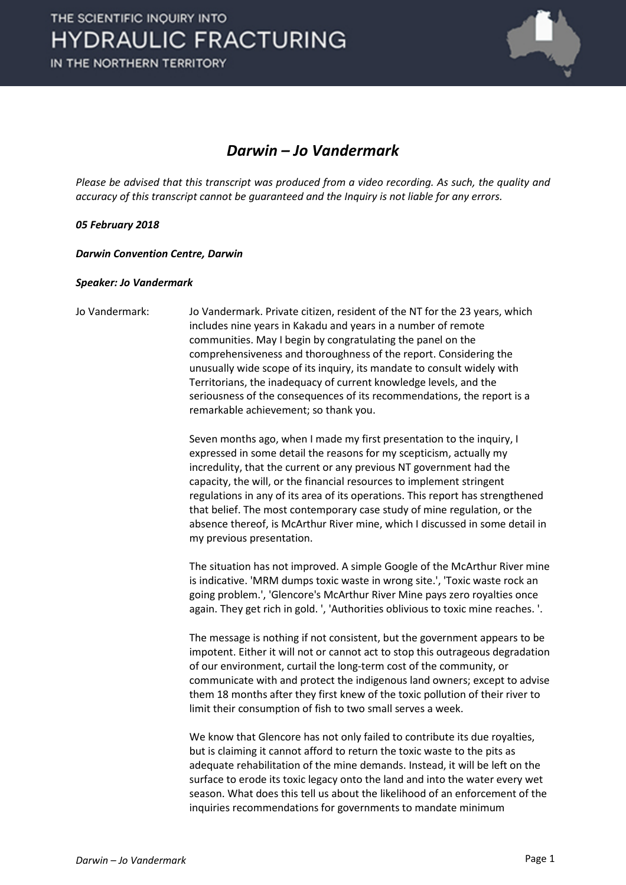# Darwin – Jo Vandermark

*Please be advised that this transcript was produced from a video recording. As such, the quality and accuracy of this transcript cannot be guaranteed and the Inquiry is not liable for any errors.*

***05 February 2018***

***Darwin Convention Centre, Darwin***

***Speaker: Jo Vandermark***

Jo Vandermark: Jo Vandermark. Private citizen, resident of the NT for the 23 years, which includes nine years in Kakadu and years in a number of remote communities. May I begin by congratulating the panel on the comprehensiveness and thoroughness of the report. Considering the unusually wide scope of its inquiry, its mandate to consult widely with Territorians, the inadequacy of current knowledge levels, and the seriousness of the consequences of its recommendations, the report is a remarkable achievement; so thank you.

Seven months ago, when I made my first presentation to the inquiry, I expressed in some detail the reasons for my scepticism, actually my incredulity, that the current or any previous NT government had the capacity, the will, or the financial resources to implement stringent regulations in any of its area of its operations. This report has strengthened that belief. The most contemporary case study of mine regulation, or the absence thereof, is McArthur River mine, which I discussed in some detail in my previous presentation.

The situation has not improved. A simple Google of the McArthur River mine is indicative. 'MRM dumps toxic waste in wrong site.', 'Toxic waste rock an going problem.', 'Glencore's McArthur River Mine pays zero royalties once again. They get rich in gold. ', 'Authorities oblivious to toxic mine reaches. '.

The message is nothing if not consistent, but the government appears to be impotent. Either it will not or cannot act to stop this outrageous degradation of our environment, curtail the long-term cost of the community, or communicate with and protect the indigenous land owners; except to advise them 18 months after they first knew of the toxic pollution of their river to limit their consumption of fish to two small serves a week.

We know that Glencore has not only failed to contribute its due royalties, but is claiming it cannot afford to return the toxic waste to the pits as adequate rehabilitation of the mine demands. Instead, it will be left on the surface to erode its toxic legacy onto the land and into the water every wet season. What does this tell us about the likelihood of an enforcement of the inquiries recommendations for governments to mandate minimum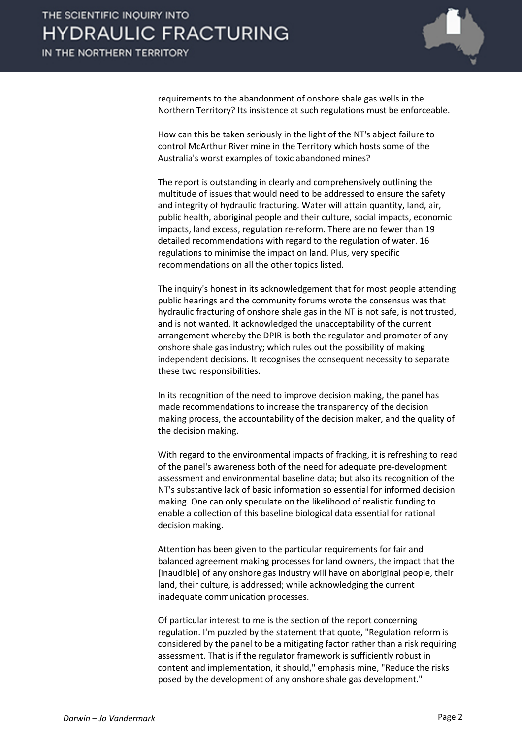requirements to the abandonment of onshore shale gas wells in the Northern Territory? Its insistence at such regulations must be enforceable.

How can this be taken seriously in the light of the NT's abject failure to control McArthur River mine in the Territory which hosts some of the Australia's worst examples of toxic abandoned mines?

The report is outstanding in clearly and comprehensively outlining the multitude of issues that would need to be addressed to ensure the safety and integrity of hydraulic fracturing. Water will attain quantity, land, air, public health, aboriginal people and their culture, social impacts, economic impacts, land excess, regulation re-reform. There are no fewer than 19 detailed recommendations with regard to the regulation of water. 16 regulations to minimise the impact on land. Plus, very specific recommendations on all the other topics listed.

The inquiry's honest in its acknowledgement that for most people attending public hearings and the community forums wrote the consensus was that hydraulic fracturing of onshore shale gas in the NT is not safe, is not trusted, and is not wanted. It acknowledged the unacceptability of the current arrangement whereby the DPIR is both the regulator and promoter of any onshore shale gas industry; which rules out the possibility of making independent decisions. It recognises the consequent necessity to separate these two responsibilities.

In its recognition of the need to improve decision making, the panel has made recommendations to increase the transparency of the decision making process, the accountability of the decision maker, and the quality of the decision making.

With regard to the environmental impacts of fracking, it is refreshing to read of the panel's awareness both of the need for adequate pre-development assessment and environmental baseline data; but also its recognition of the NT's substantive lack of basic information so essential for informed decision making. One can only speculate on the likelihood of realistic funding to enable a collection of this baseline biological data essential for rational decision making.

Attention has been given to the particular requirements for fair and balanced agreement making processes for land owners, the impact that the [inaudible] of any onshore gas industry will have on aboriginal people, their land, their culture, is addressed; while acknowledging the current inadequate communication processes.

Of particular interest to me is the section of the report concerning regulation. I'm puzzled by the statement that quote, "Regulation reform is considered by the panel to be a mitigating factor rather than a risk requiring assessment. That is if the regulator framework is sufficiently robust in content and implementation, it should," emphasis mine, "Reduce the risks posed by the development of any onshore shale gas development."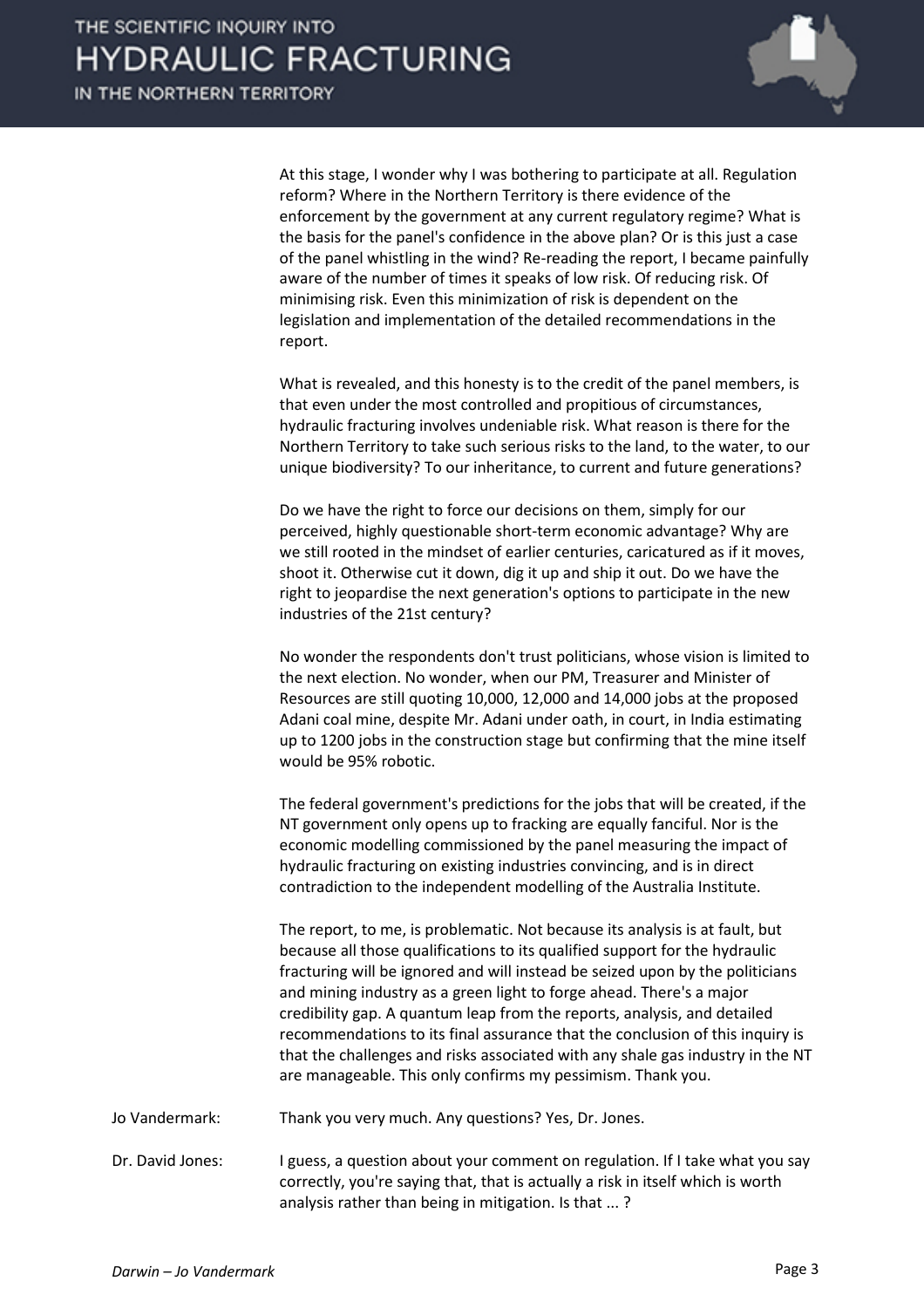At this stage, I wonder why I was bothering to participate at all. Regulation reform? Where in the Northern Territory is there evidence of the enforcement by the government at any current regulatory regime? What is the basis for the panel's confidence in the above plan? Or is this just a case of the panel whistling in the wind? Re-reading the report, I became painfully aware of the number of times it speaks of low risk. Of reducing risk. Of minimising risk. Even this minimization of risk is dependent on the legislation and implementation of the detailed recommendations in the report.

What is revealed, and this honesty is to the credit of the panel members, is that even under the most controlled and propitious of circumstances, hydraulic fracturing involves undeniable risk. What reason is there for the Northern Territory to take such serious risks to the land, to the water, to our unique biodiversity? To our inheritance, to current and future generations?

Do we have the right to force our decisions on them, simply for our perceived, highly questionable short-term economic advantage? Why are we still rooted in the mindset of earlier centuries, caricatured as if it moves, shoot it. Otherwise cut it down, dig it up and ship it out. Do we have the right to jeopardise the next generation's options to participate in the new industries of the 21st century?

No wonder the respondents don't trust politicians, whose vision is limited to the next election. No wonder, when our PM, Treasurer and Minister of Resources are still quoting 10,000, 12,000 and 14,000 jobs at the proposed Adani coal mine, despite Mr. Adani under oath, in court, in India estimating up to 1200 jobs in the construction stage but confirming that the mine itself would be 95% robotic.

The federal government's predictions for the jobs that will be created, if the NT government only opens up to fracking are equally fanciful. Nor is the economic modelling commissioned by the panel measuring the impact of hydraulic fracturing on existing industries convincing, and is in direct contradiction to the independent modelling of the Australia Institute.

The report, to me, is problematic. Not because its analysis is at fault, but because all those qualifications to its qualified support for the hydraulic fracturing will be ignored and will instead be seized upon by the politicians and mining industry as a green light to forge ahead. There's a major credibility gap. A quantum leap from the reports, analysis, and detailed recommendations to its final assurance that the conclusion of this inquiry is that the challenges and risks associated with any shale gas industry in the NT are manageable. This only confirms my pessimism. Thank you.

Jo Vandermark: Thank you very much. Any questions? Yes, Dr. Jones.

Dr. David Jones: I guess, a question about your comment on regulation. If I take what you say correctly, you're saying that, that is actually a risk in itself which is worth analysis rather than being in mitigation. Is that ... ?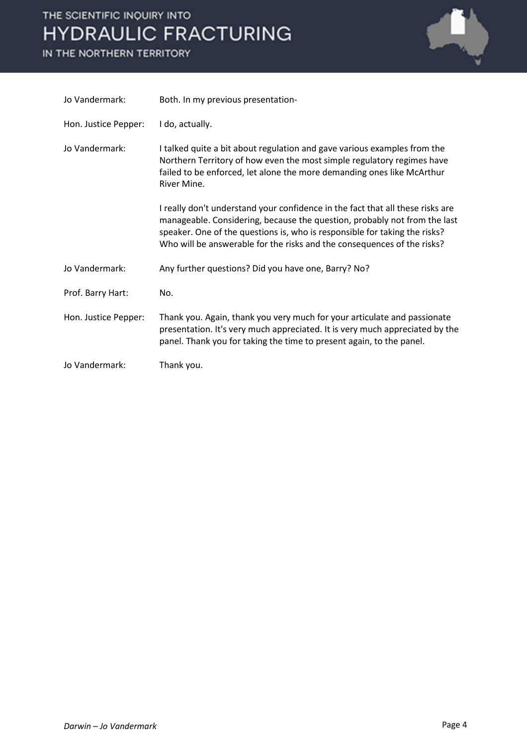Jo Vandermark: Both. In my previous presentation-

Hon. Justice Pepper: I do, actually.

Jo Vandermark: I talked quite a bit about regulation and gave various examples from the Northern Territory of how even the most simple regulatory regimes have failed to be enforced, let alone the more demanding ones like McArthur River Mine.

I really don't understand your confidence in the fact that all these risks are manageable. Considering, because the question, probably not from the last speaker. One of the questions is, who is responsible for taking the risks? Who will be answerable for the risks and the consequences of the risks?

Jo Vandermark: Any further questions? Did you have one, Barry? No?

Prof. Barry Hart: No.

Hon. Justice Pepper: Thank you. Again, thank you very much for your articulate and passionate presentation. It's very much appreciated. It is very much appreciated by the panel. Thank you for taking the time to present again, to the panel.

Jo Vandermark: Thank you.